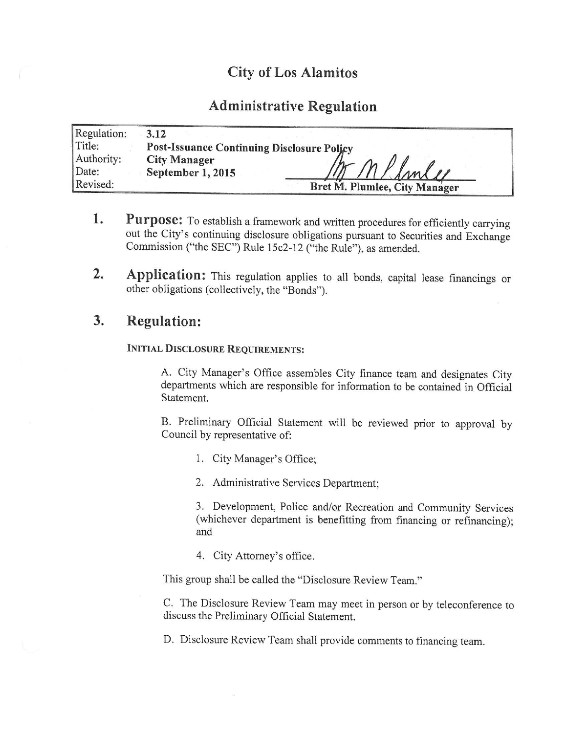# City of Los Alamitos

## Administrative Regulation

| | |
|---|---|
| Regulation: | **3.12** |
| Title: | **Post-Issuance Continuing Disclosure Policy** |
| Authority: | **City Manager** |
| Date: | **September 1, 2015** |
| Revised: | |

**Bret M. Plumlee, City Manager**

1. **Purpose:** To establish a framework and written procedures for efficiently carrying out the City's continuing disclosure obligations pursuant to Securities and Exchange Commission ("the SEC") Rule 15c2-12 ("the Rule"), as amended.

2. **Application:** This regulation applies to all bonds, capital lease financings or other obligations (collectively, the "Bonds").

3. **Regulation:**

**INITIAL DISCLOSURE REQUIREMENTS:**

A. City Manager's Office assembles City finance team and designates City departments which are responsible for information to be contained in Official Statement.

B. Preliminary Official Statement will be reviewed prior to approval by Council by representative of:

1. City Manager's Office;
2. Administrative Services Department;
3. Development, Police and/or Recreation and Community Services (whichever department is benefitting from financing or refinancing); and
4. City Attorney's office.

This group shall be called the "Disclosure Review Team."

C. The Disclosure Review Team may meet in person or by teleconference to discuss the Preliminary Official Statement.

D. Disclosure Review Team shall provide comments to financing team.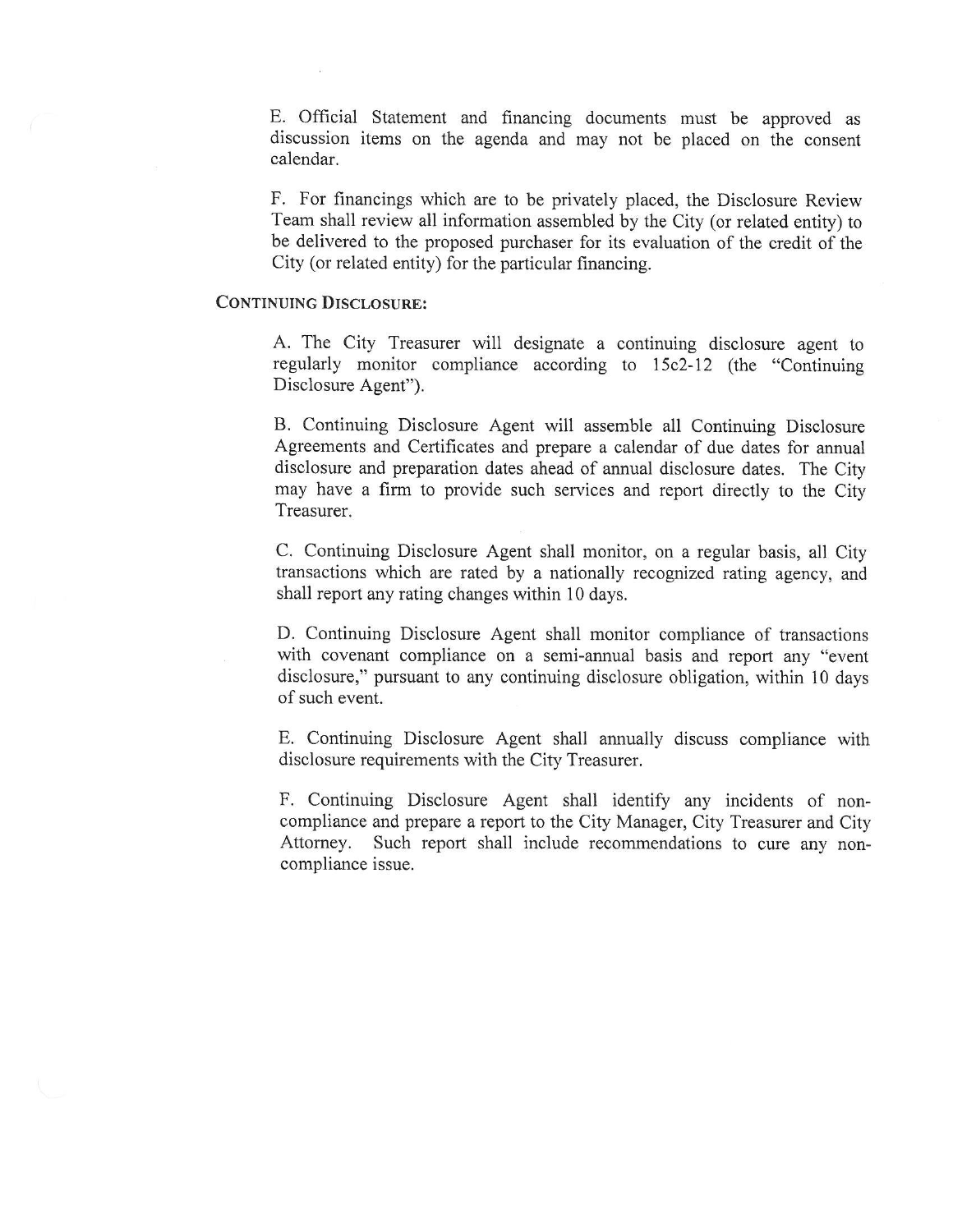E. Official Statement and financing documents must be approved as discussion items on the agenda and may not be placed on the consent calendar.

F. For financings which are to be privately placed, the Disclosure Review Team shall review all information assembled by the City (or related entity) to be delivered to the proposed purchaser for its evaluation of the credit of the City (or related entity) for the particular financing.

**CONTINUING DISCLOSURE:**

A. The City Treasurer will designate a continuing disclosure agent to regularly monitor compliance according to 15c2-12 (the "Continuing Disclosure Agent").

B. Continuing Disclosure Agent will assemble all Continuing Disclosure Agreements and Certificates and prepare a calendar of due dates for annual disclosure and preparation dates ahead of annual disclosure dates. The City may have a firm to provide such services and report directly to the City Treasurer.

C. Continuing Disclosure Agent shall monitor, on a regular basis, all City transactions which are rated by a nationally recognized rating agency, and shall report any rating changes within 10 days.

D. Continuing Disclosure Agent shall monitor compliance of transactions with covenant compliance on a semi-annual basis and report any "event disclosure," pursuant to any continuing disclosure obligation, within 10 days of such event.

E. Continuing Disclosure Agent shall annually discuss compliance with disclosure requirements with the City Treasurer.

F. Continuing Disclosure Agent shall identify any incidents of non-compliance and prepare a report to the City Manager, City Treasurer and City Attorney. Such report shall include recommendations to cure any non-compliance issue.